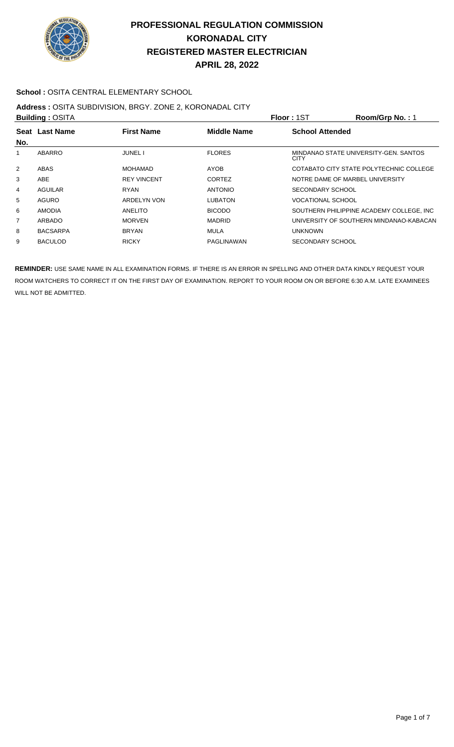# PROFESSIONAL REGULATION COMMISSION
# KORONADAL CITY
# REGISTERED MASTER ELECTRICIAN
# APRIL 28, 2022

**School :** OSITA CENTRAL ELEMENTARY SCHOOL

**Address :** OSITA SUBDIVISION, BRGY. ZONE 2, KORONADAL CITY

**Building :** OSITA **Floor :** 1ST **Room/Grp No. :** 1

| Seat No. | Last Name | First Name | Middle Name | School Attended |
|---|---|---|---|---|
| 1 | ABARRO | JUNEL I | FLORES | MINDANAO STATE UNIVERSITY-GEN. SANTOS CITY |
| 2 | ABAS | MOHAMAD | AYOB | COTABATO CITY STATE POLYTECHNIC COLLEGE |
| 3 | ABE | REY VINCENT | CORTEZ | NOTRE DAME OF MARBEL UNIVERSITY |
| 4 | AGUILAR | RYAN | ANTONIO | SECONDARY SCHOOL |
| 5 | AGURO | ARDELYN VON | LUBATON | VOCATIONAL SCHOOL |
| 6 | AMODIA | ANELITO | BICODO | SOUTHERN PHILIPPINE ACADEMY COLLEGE, INC |
| 7 | ARBADO | MORVEN | MADRID | UNIVERSITY OF SOUTHERN MINDANAO-KABACAN |
| 8 | BACSARPA | BRYAN | MULA | UNKNOWN |
| 9 | BACULOD | RICKY | PAGLINAWAN | SECONDARY SCHOOL |

**REMINDER:** USE SAME NAME IN ALL EXAMINATION FORMS. IF THERE IS AN ERROR IN SPELLING AND OTHER DATA KINDLY REQUEST YOUR ROOM WATCHERS TO CORRECT IT ON THE FIRST DAY OF EXAMINATION. REPORT TO YOUR ROOM ON OR BEFORE 6:30 A.M. LATE EXAMINEES WILL NOT BE ADMITTED.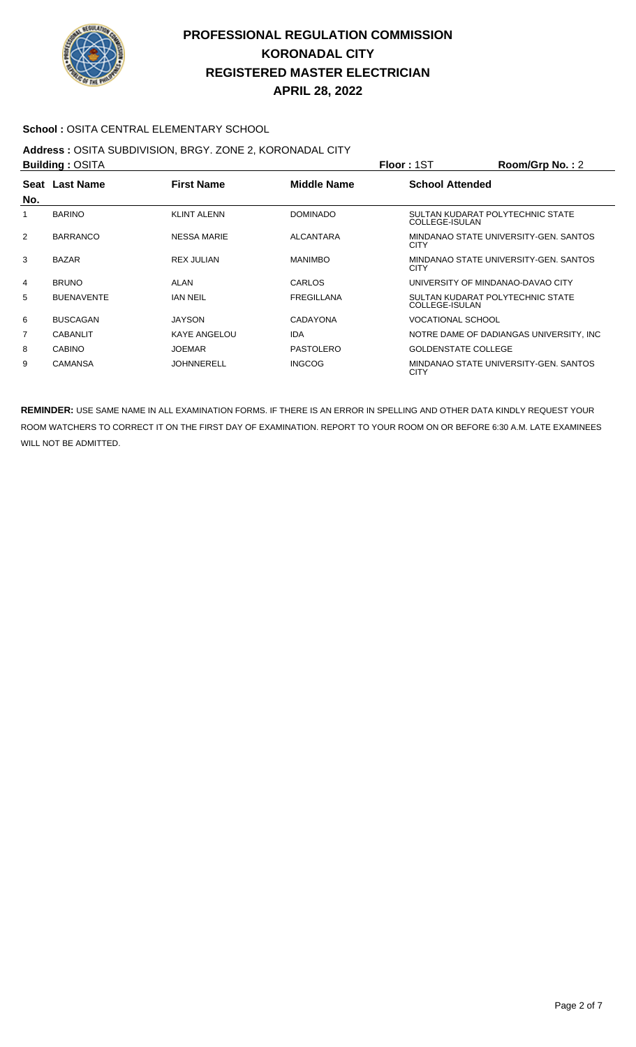# PROFESSIONAL REGULATION COMMISSION
## KORONADAL CITY
## REGISTERED MASTER ELECTRICIAN
## APRIL 28, 2022

**School :** OSITA CENTRAL ELEMENTARY SCHOOL

**Address :** OSITA SUBDIVISION, BRGY. ZONE 2, KORONADAL CITY

**Building :** OSITA  **Floor :** 1ST  **Room/Grp No. :** 2

| Seat No. | Last Name | First Name | Middle Name | School Attended |
|---|---|---|---|---|
| 1 | BARINO | KLINT ALENN | DOMINADO | SULTAN KUDARAT POLYTECHNIC STATE COLLEGE-ISULAN |
| 2 | BARRANCO | NESSA MARIE | ALCANTARA | MINDANAO STATE UNIVERSITY-GEN. SANTOS CITY |
| 3 | BAZAR | REX JULIAN | MANIMBO | MINDANAO STATE UNIVERSITY-GEN. SANTOS CITY |
| 4 | BRUNO | ALAN | CARLOS | UNIVERSITY OF MINDANAO-DAVAO CITY |
| 5 | BUENAVENTE | IAN NEIL | FREGILLANA | SULTAN KUDARAT POLYTECHNIC STATE COLLEGE-ISULAN |
| 6 | BUSCAGAN | JAYSON | CADAYONA | VOCATIONAL SCHOOL |
| 7 | CABANLIT | KAYE ANGELOU | IDA | NOTRE DAME OF DADIANGAS UNIVERSITY, INC |
| 8 | CABINO | JOEMAR | PASTOLERO | GOLDENSTATE COLLEGE |
| 9 | CAMANSA | JOHNNERELL | INGCOG | MINDANAO STATE UNIVERSITY-GEN. SANTOS CITY |

**REMINDER:** USE SAME NAME IN ALL EXAMINATION FORMS. IF THERE IS AN ERROR IN SPELLING AND OTHER DATA KINDLY REQUEST YOUR ROOM WATCHERS TO CORRECT IT ON THE FIRST DAY OF EXAMINATION. REPORT TO YOUR ROOM ON OR BEFORE 6:30 A.M. LATE EXAMINEES WILL NOT BE ADMITTED.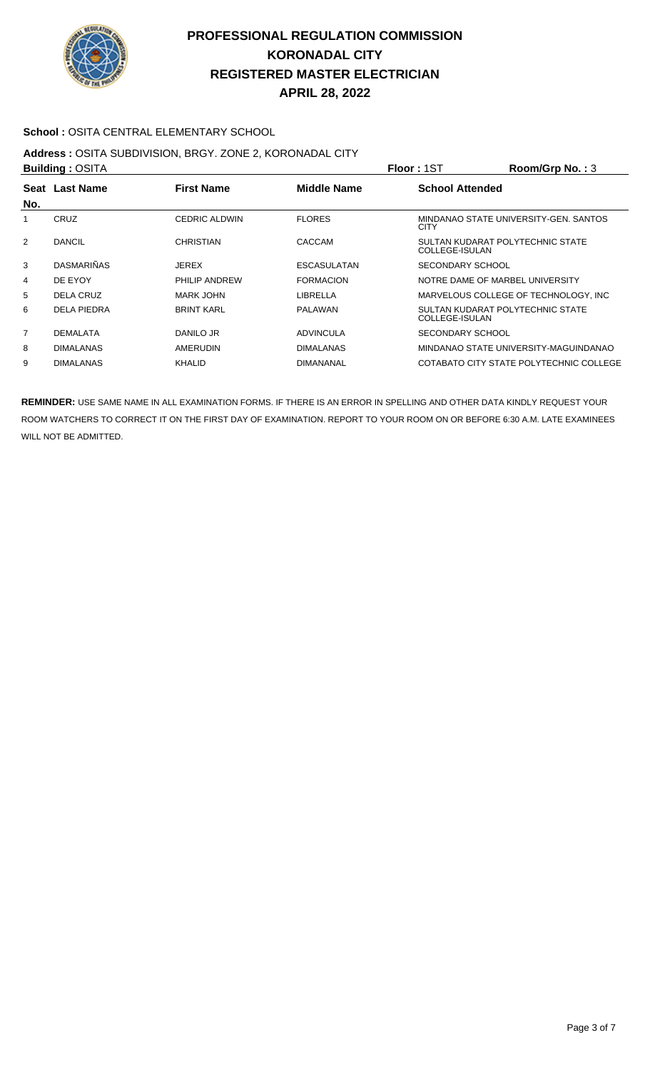# PROFESSIONAL REGULATION COMMISSION
# KORONADAL CITY
# REGISTERED MASTER ELECTRICIAN
# APRIL 28, 2022

**School :** OSITA CENTRAL ELEMENTARY SCHOOL

**Address :** OSITA SUBDIVISION, BRGY. ZONE 2, KORONADAL CITY

**Building :** OSITA **Floor :** 1ST **Room/Grp No. :** 3

| Seat No. | Last Name | First Name | Middle Name | School Attended |
|---|---|---|---|---|
| 1 | CRUZ | CEDRIC ALDWIN | FLORES | MINDANAO STATE UNIVERSITY-GEN. SANTOS CITY |
| 2 | DANCIL | CHRISTIAN | CACCAM | SULTAN KUDARAT POLYTECHNIC STATE COLLEGE-ISULAN |
| 3 | DASMARIÑAS | JEREX | ESCASULATAN | SECONDARY SCHOOL |
| 4 | DE EYOY | PHILIP ANDREW | FORMACION | NOTRE DAME OF MARBEL UNIVERSITY |
| 5 | DELA CRUZ | MARK JOHN | LIBRELLA | MARVELOUS COLLEGE OF TECHNOLOGY, INC |
| 6 | DELA PIEDRA | BRINT KARL | PALAWAN | SULTAN KUDARAT POLYTECHNIC STATE COLLEGE-ISULAN |
| 7 | DEMALATA | DANILO JR | ADVINCULA | SECONDARY SCHOOL |
| 8 | DIMALANAS | AMERUDIN | DIMALANAS | MINDANAO STATE UNIVERSITY-MAGUINDANAO |
| 9 | DIMALANAS | KHALID | DIMANANAL | COTABATO CITY STATE POLYTECHNIC COLLEGE |

**REMINDER:** USE SAME NAME IN ALL EXAMINATION FORMS. IF THERE IS AN ERROR IN SPELLING AND OTHER DATA KINDLY REQUEST YOUR ROOM WATCHERS TO CORRECT IT ON THE FIRST DAY OF EXAMINATION. REPORT TO YOUR ROOM ON OR BEFORE 6:30 A.M. LATE EXAMINEES WILL NOT BE ADMITTED.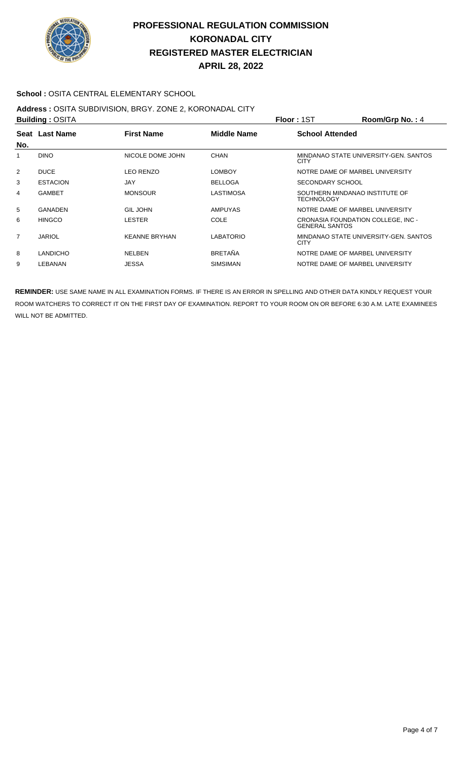# PROFESSIONAL REGULATION COMMISSION
# KORONADAL CITY
# REGISTERED MASTER ELECTRICIAN
# APRIL 28, 2022

**School :** OSITA CENTRAL ELEMENTARY SCHOOL

**Address :** OSITA SUBDIVISION, BRGY. ZONE 2, KORONADAL CITY

**Building :** OSITA **Floor :** 1ST **Room/Grp No. :** 4

| Seat No. | Last Name | First Name | Middle Name | School Attended |
|---|---|---|---|---|
| 1 | DINO | NICOLE DOME JOHN | CHAN | MINDANAO STATE UNIVERSITY-GEN. SANTOS CITY |
| 2 | DUCE | LEO RENZO | LOMBOY | NOTRE DAME OF MARBEL UNIVERSITY |
| 3 | ESTACION | JAY | BELLOGA | SECONDARY SCHOOL |
| 4 | GAMBET | MONSOUR | LASTIMOSA | SOUTHERN MINDANAO INSTITUTE OF TECHNOLOGY |
| 5 | GANADEN | GIL JOHN | AMPUYAS | NOTRE DAME OF MARBEL UNIVERSITY |
| 6 | HINGCO | LESTER | COLE | CRONASIA FOUNDATION COLLEGE, INC - GENERAL SANTOS |
| 7 | JARIOL | KEANNE BRYHAN | LABATORIO | MINDANAO STATE UNIVERSITY-GEN. SANTOS CITY |
| 8 | LANDICHO | NELBEN | BRETAÑA | NOTRE DAME OF MARBEL UNIVERSITY |
| 9 | LEBANAN | JESSA | SIMSIMAN | NOTRE DAME OF MARBEL UNIVERSITY |

**REMINDER:** USE SAME NAME IN ALL EXAMINATION FORMS. IF THERE IS AN ERROR IN SPELLING AND OTHER DATA KINDLY REQUEST YOUR ROOM WATCHERS TO CORRECT IT ON THE FIRST DAY OF EXAMINATION. REPORT TO YOUR ROOM ON OR BEFORE 6:30 A.M. LATE EXAMINEES WILL NOT BE ADMITTED.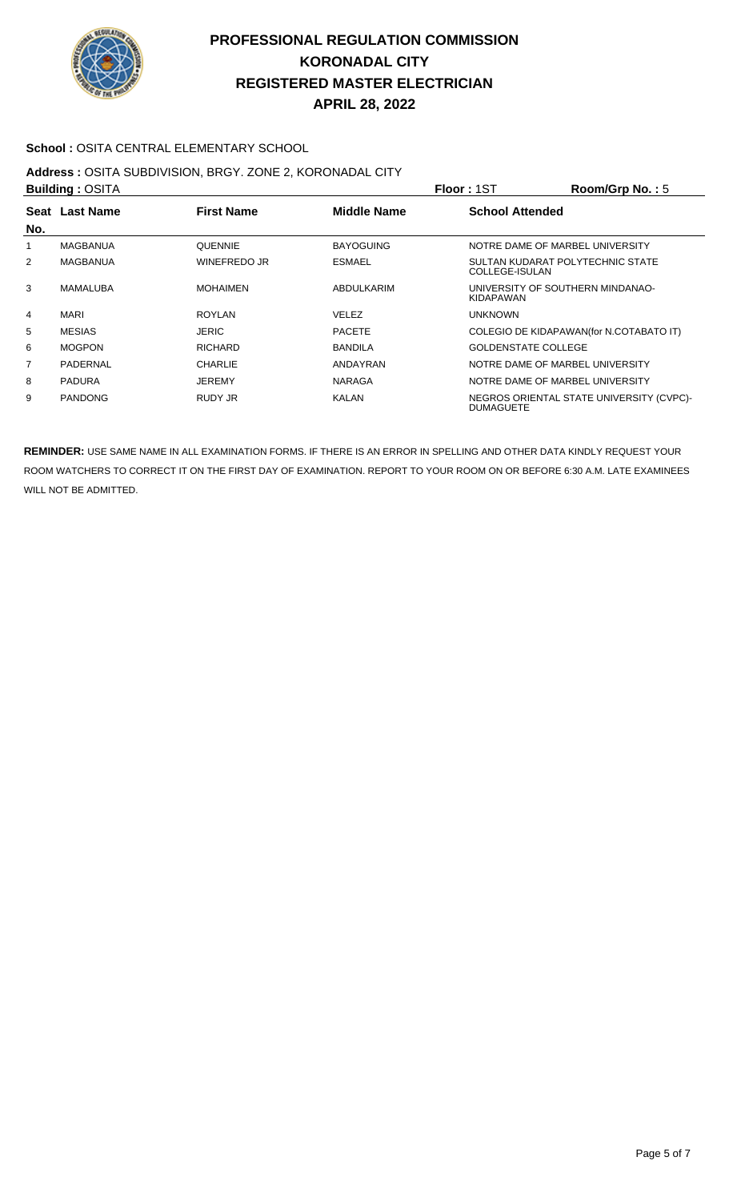# PROFESSIONAL REGULATION COMMISSION
# KORONADAL CITY
# REGISTERED MASTER ELECTRICIAN
# APRIL 28, 2022

**School :** OSITA CENTRAL ELEMENTARY SCHOOL

**Address :** OSITA SUBDIVISION, BRGY. ZONE 2, KORONADAL CITY

**Building :** OSITA **Floor :** 1ST **Room/Grp No. :** 5

| Seat No. | Last Name | First Name | Middle Name | School Attended |
|---|---|---|---|---|
| 1 | MAGBANUA | QUENNIE | BAYOGUING | NOTRE DAME OF MARBEL UNIVERSITY |
| 2 | MAGBANUA | WINEFREDO JR | ESMAEL | SULTAN KUDARAT POLYTECHNIC STATE COLLEGE-ISULAN |
| 3 | MAMALUBA | MOHAIMEN | ABDULKARIM | UNIVERSITY OF SOUTHERN MINDANAO-KIDAPAWAN |
| 4 | MARI | ROYLAN | VELEZ | UNKNOWN |
| 5 | MESIAS | JERIC | PACETE | COLEGIO DE KIDAPAWAN(for N.COTABATO IT) |
| 6 | MOGPON | RICHARD | BANDILA | GOLDENSTATE COLLEGE |
| 7 | PADERNAL | CHARLIE | ANDAYRAN | NOTRE DAME OF MARBEL UNIVERSITY |
| 8 | PADURA | JEREMY | NARAGA | NOTRE DAME OF MARBEL UNIVERSITY |
| 9 | PANDONG | RUDY JR | KALAN | NEGROS ORIENTAL STATE UNIVERSITY (CVPC)-DUMAGUETE |

**REMINDER:** USE SAME NAME IN ALL EXAMINATION FORMS. IF THERE IS AN ERROR IN SPELLING AND OTHER DATA KINDLY REQUEST YOUR ROOM WATCHERS TO CORRECT IT ON THE FIRST DAY OF EXAMINATION. REPORT TO YOUR ROOM ON OR BEFORE 6:30 A.M. LATE EXAMINEES WILL NOT BE ADMITTED.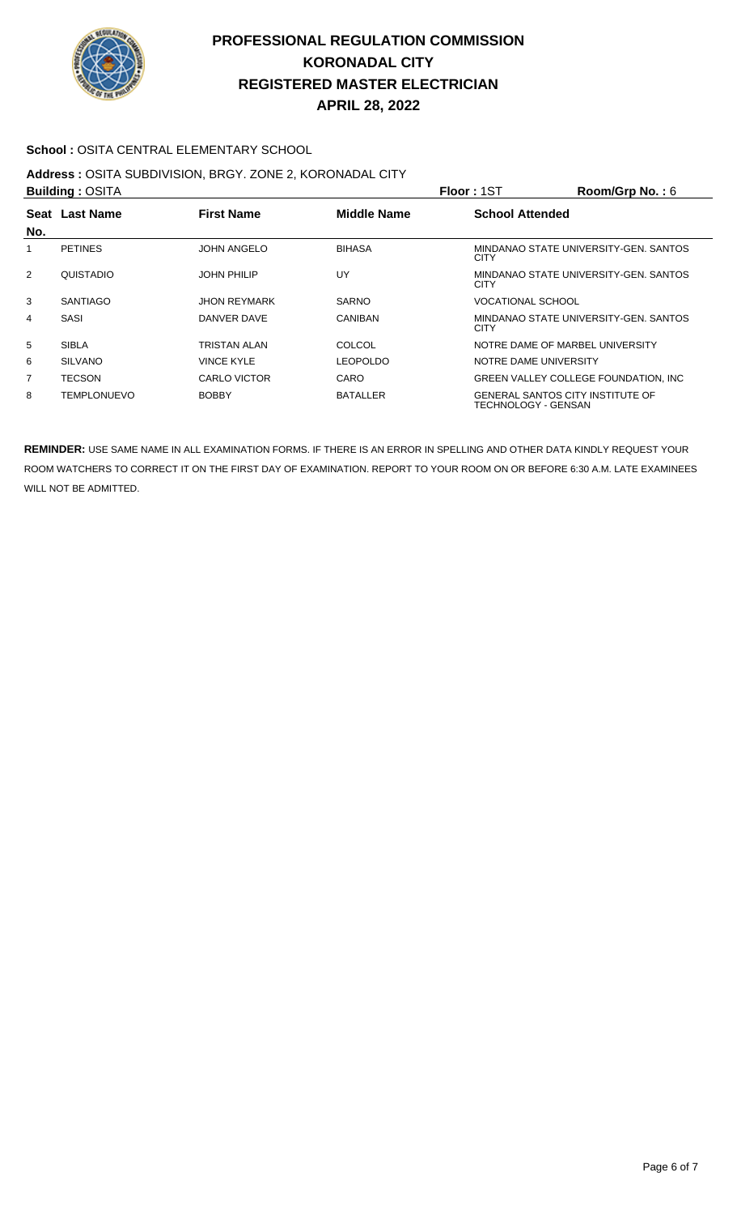# PROFESSIONAL REGULATION COMMISSION
# KORONADAL CITY
# REGISTERED MASTER ELECTRICIAN
# APRIL 28, 2022

**School :** OSITA CENTRAL ELEMENTARY SCHOOL

**Address :** OSITA SUBDIVISION, BRGY. ZONE 2, KORONADAL CITY

**Building :** OSITA **Floor :** 1ST **Room/Grp No. :** 6

| Seat No. | Last Name | First Name | Middle Name | School Attended |
|---|---|---|---|---|
| 1 | PETINES | JOHN ANGELO | BIHASA | MINDANAO STATE UNIVERSITY-GEN. SANTOS CITY |
| 2 | QUISTADIO | JOHN PHILIP | UY | MINDANAO STATE UNIVERSITY-GEN. SANTOS CITY |
| 3 | SANTIAGO | JHON REYMARK | SARNO | VOCATIONAL SCHOOL |
| 4 | SASI | DANVER DAVE | CANIBAN | MINDANAO STATE UNIVERSITY-GEN. SANTOS CITY |
| 5 | SIBLA | TRISTAN ALAN | COLCOL | NOTRE DAME OF MARBEL UNIVERSITY |
| 6 | SILVANO | VINCE KYLE | LEOPOLDO | NOTRE DAME UNIVERSITY |
| 7 | TECSON | CARLO VICTOR | CARO | GREEN VALLEY COLLEGE FOUNDATION, INC |
| 8 | TEMPLONUEVO | BOBBY | BATALLER | GENERAL SANTOS CITY INSTITUTE OF TECHNOLOGY - GENSAN |

**REMINDER:** USE SAME NAME IN ALL EXAMINATION FORMS. IF THERE IS AN ERROR IN SPELLING AND OTHER DATA KINDLY REQUEST YOUR ROOM WATCHERS TO CORRECT IT ON THE FIRST DAY OF EXAMINATION. REPORT TO YOUR ROOM ON OR BEFORE 6:30 A.M. LATE EXAMINEES WILL NOT BE ADMITTED.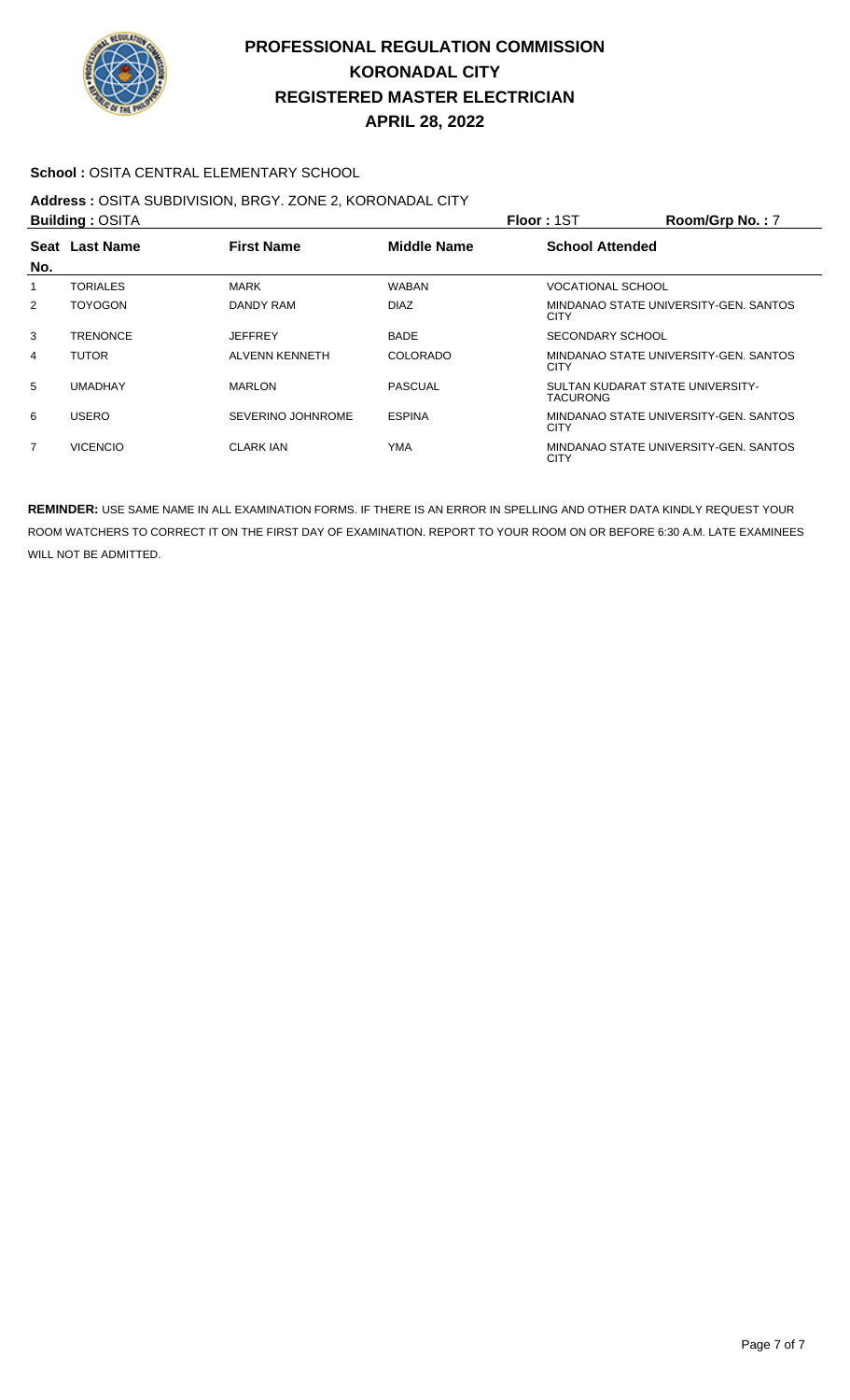# PROFESSIONAL REGULATION COMMISSION
# KORONADAL CITY
# REGISTERED MASTER ELECTRICIAN
# APRIL 28, 2022

**School :** OSITA CENTRAL ELEMENTARY SCHOOL

**Address :** OSITA SUBDIVISION, BRGY. ZONE 2, KORONADAL CITY

**Building :** OSITA **Floor :** 1ST **Room/Grp No. :** 7

| Seat No. | Last Name | First Name | Middle Name | School Attended |
|---|---|---|---|---|
| 1 | TORIALES | MARK | WABAN | VOCATIONAL SCHOOL |
| 2 | TOYOGON | DANDY RAM | DIAZ | MINDANAO STATE UNIVERSITY-GEN. SANTOS CITY |
| 3 | TRENONCE | JEFFREY | BADE | SECONDARY SCHOOL |
| 4 | TUTOR | ALVENN KENNETH | COLORADO | MINDANAO STATE UNIVERSITY-GEN. SANTOS CITY |
| 5 | UMADHAY | MARLON | PASCUAL | SULTAN KUDARAT STATE UNIVERSITY-TACURONG |
| 6 | USERO | SEVERINO JOHNROME | ESPINA | MINDANAO STATE UNIVERSITY-GEN. SANTOS CITY |
| 7 | VICENCIO | CLARK IAN | YMA | MINDANAO STATE UNIVERSITY-GEN. SANTOS CITY |

**REMINDER:** USE SAME NAME IN ALL EXAMINATION FORMS. IF THERE IS AN ERROR IN SPELLING AND OTHER DATA KINDLY REQUEST YOUR ROOM WATCHERS TO CORRECT IT ON THE FIRST DAY OF EXAMINATION. REPORT TO YOUR ROOM ON OR BEFORE 6:30 A.M. LATE EXAMINEES WILL NOT BE ADMITTED.